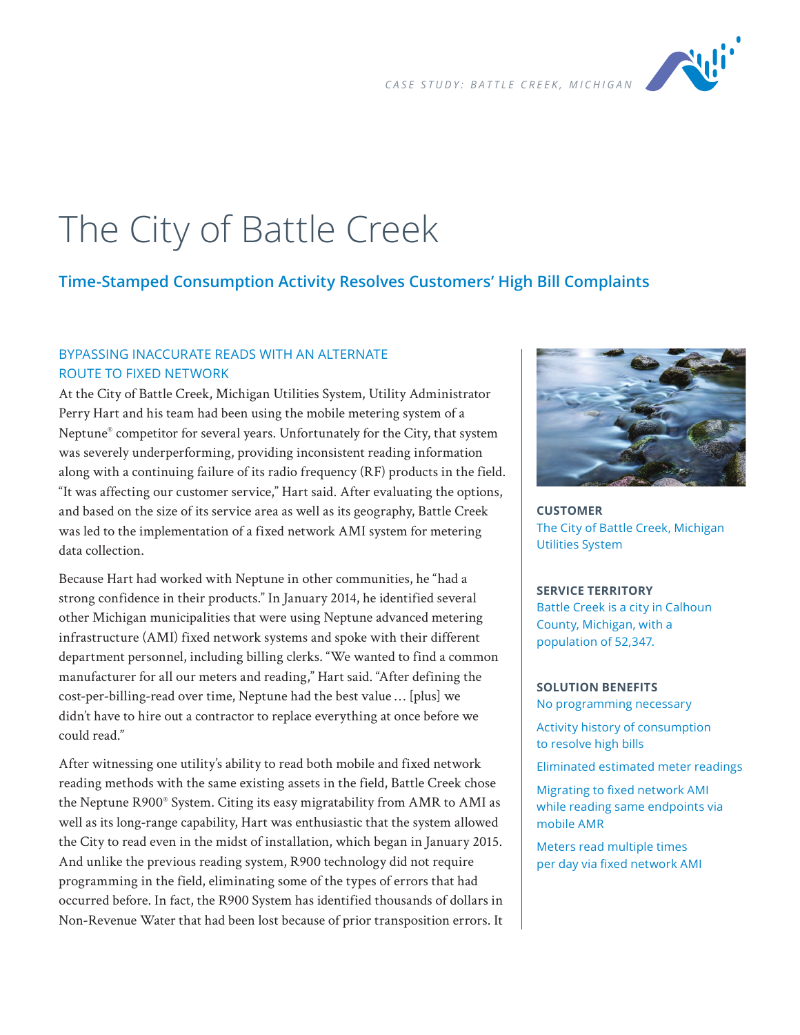CASE STUDY: BATTLE CREEK, MICHIGAN

# The City of Battle Creek

## Time-Stamped Consumption Activity Resolves Customers' High Bill Complaints

### BYPASSING INACCURATE READS WITH AN ALTERNATE ROUTE TO FIXED NETWORK

At the City of Battle Creek, Michigan Utilities System, Utility Administrator Perry Hart and his team had been using the mobile metering system of a Neptune® competitor for several years. Unfortunately for the City, that system was severely underperforming, providing inconsistent reading information along with a continuing failure of its radio frequency (RF) products in the field. "It was affecting our customer service," Hart said. After evaluating the options, and based on the size of its service area as well as its geography, Battle Creek was led to the implementation of a fixed network AMI system for metering data collection.

Because Hart had worked with Neptune in other communities, he "had a strong confidence in their products." In January 2014, he identified several other Michigan municipalities that were using Neptune advanced metering infrastructure (AMI) fixed network systems and spoke with their different department personnel, including billing clerks. "We wanted to find a common manufacturer for all our meters and reading," Hart said. "After defining the cost-per-billing-read over time, Neptune had the best value … [plus] we didn't have to hire out a contractor to replace everything at once before we could read."

After witnessing one utility's ability to read both mobile and fixed network reading methods with the same existing assets in the field, Battle Creek chose the Neptune R900® System. Citing its easy migratability from AMR to AMI as well as its long-range capability, Hart was enthusiastic that the system allowed the City to read even in the midst of installation, which began in January 2015. And unlike the previous reading system, R900 technology did not require programming in the field, eliminating some of the types of errors that had occurred before. In fact, the R900 System has identified thousands of dollars in Non-Revenue Water that had been lost because of prior transposition errors. It

**CUSTOMER**

The City of Battle Creek, Michigan Utilities System

**SERVICE TERRITORY**

Battle Creek is a city in Calhoun County, Michigan, with a population of 52,347.

**SOLUTION BENEFITS**

No programming necessary

Activity history of consumption to resolve high bills

Eliminated estimated meter readings

Migrating to fixed network AMI while reading same endpoints via mobile AMR

Meters read multiple times per day via fixed network AMI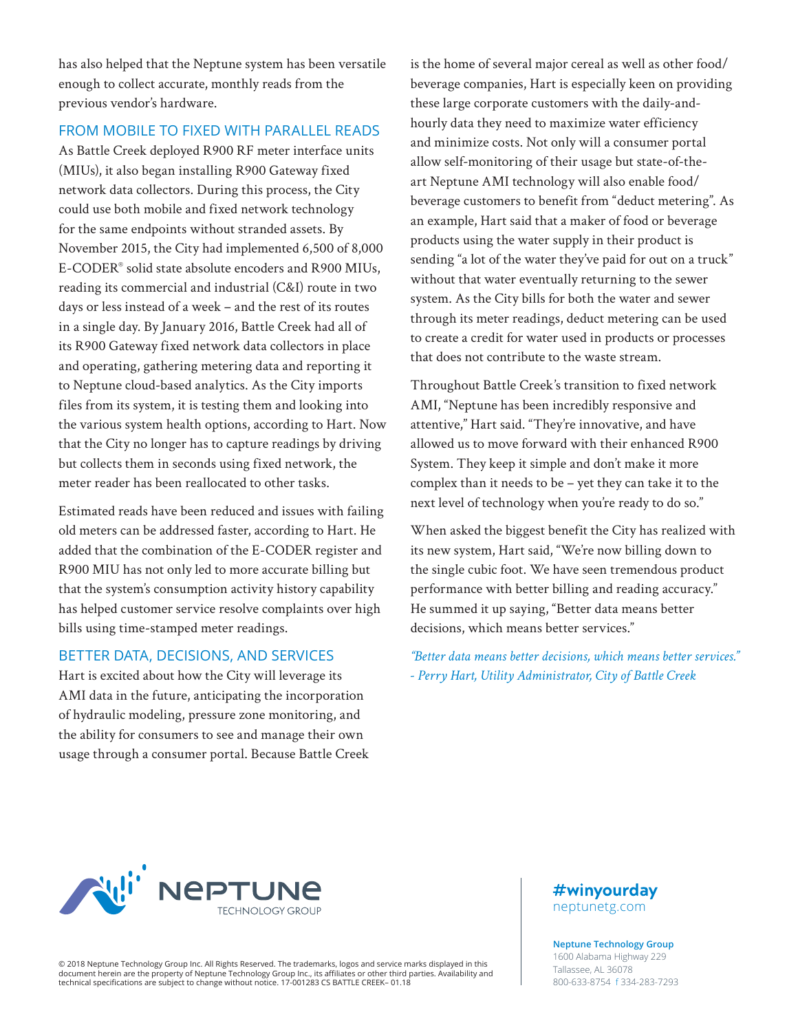has also helped that the Neptune system has been versatile enough to collect accurate, monthly reads from the previous vendor's hardware.

## FROM MOBILE TO FIXED WITH PARALLEL READS

As Battle Creek deployed R900 RF meter interface units (MIUs), it also began installing R900 Gateway fixed network data collectors. During this process, the City could use both mobile and fixed network technology for the same endpoints without stranded assets. By November 2015, the City had implemented 6,500 of 8,000 E-CODER® solid state absolute encoders and R900 MIUs, reading its commercial and industrial (C&I) route in two days or less instead of a week – and the rest of its routes in a single day. By January 2016, Battle Creek had all of its R900 Gateway fixed network data collectors in place and operating, gathering metering data and reporting it to Neptune cloud-based analytics. As the City imports files from its system, it is testing them and looking into the various system health options, according to Hart. Now that the City no longer has to capture readings by driving but collects them in seconds using fixed network, the meter reader has been reallocated to other tasks.

Estimated reads have been reduced and issues with failing old meters can be addressed faster, according to Hart. He added that the combination of the E-CODER register and R900 MIU has not only led to more accurate billing but that the system's consumption activity history capability has helped customer service resolve complaints over high bills using time-stamped meter readings.

## BETTER DATA, DECISIONS, AND SERVICES

Hart is excited about how the City will leverage its AMI data in the future, anticipating the incorporation of hydraulic modeling, pressure zone monitoring, and the ability for consumers to see and manage their own usage through a consumer portal. Because Battle Creek is the home of several major cereal as well as other food/beverage companies, Hart is especially keen on providing these large corporate customers with the daily-and-hourly data they need to maximize water efficiency and minimize costs. Not only will a consumer portal allow self-monitoring of their usage but state-of-the-art Neptune AMI technology will also enable food/beverage customers to benefit from "deduct metering". As an example, Hart said that a maker of food or beverage products using the water supply in their product is sending "a lot of the water they've paid for out on a truck" without that water eventually returning to the sewer system. As the City bills for both the water and sewer through its meter readings, deduct metering can be used to create a credit for water used in products or processes that does not contribute to the waste stream.

Throughout Battle Creek's transition to fixed network AMI, "Neptune has been incredibly responsive and attentive," Hart said. "They're innovative, and have allowed us to move forward with their enhanced R900 System. They keep it simple and don't make it more complex than it needs to be – yet they can take it to the next level of technology when you're ready to do so."

When asked the biggest benefit the City has realized with its new system, Hart said, "We're now billing down to the single cubic foot. We have seen tremendous product performance with better billing and reading accuracy." He summed it up saying, "Better data means better decisions, which means better services."

*"Better data means better decisions, which means better services."*
*- Perry Hart, Utility Administrator, City of Battle Creek*

NEPTUNE TECHNOLOGY GROUP

**#winyourday**
neptunetg.com

**Neptune Technology Group**
1600 Alabama Highway 229
Tallassee, AL 36078
800-633-8754 f 334-283-7293

© 2018 Neptune Technology Group Inc. All Rights Reserved. The trademarks, logos and service marks displayed in this document herein are the property of Neptune Technology Group Inc., its affiliates or other third parties. Availability and technical specifications are subject to change without notice. 17-001283 CS BATTLE CREEK– 01.18